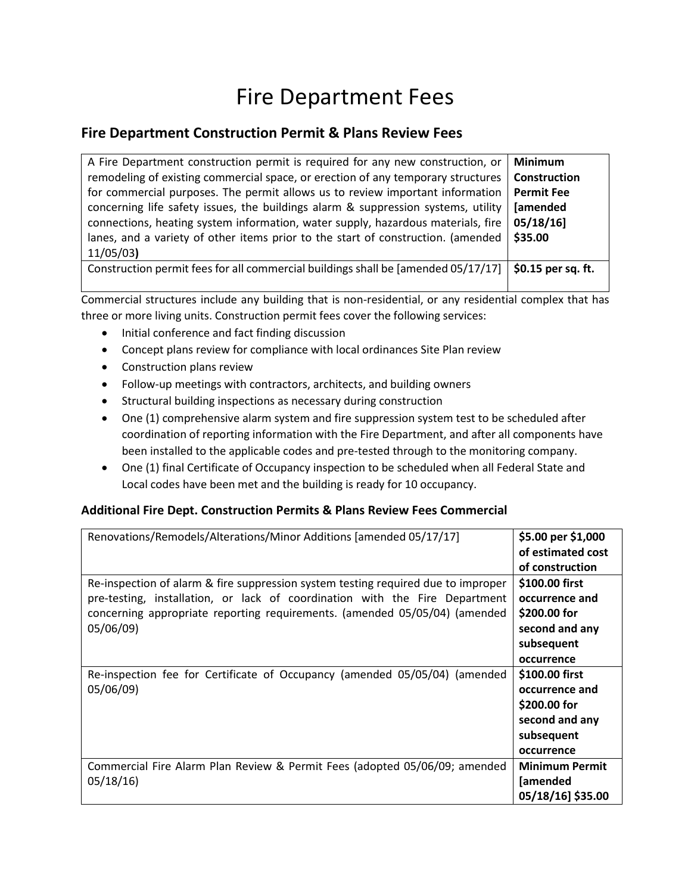# Fire Department Fees

## Fire Department Construction Permit & Plans Review Fees

| | |
|---|---|
| A Fire Department construction permit is required for any new construction, or remodeling of existing commercial space, or erection of any temporary structures for commercial purposes. The permit allows us to review important information concerning life safety issues, the buildings alarm & suppression systems, utility connections, heating system information, water supply, hazardous materials, fire lanes, and a variety of other items prior to the start of construction. (amended 11/05/03**)** | **Minimum Construction Permit Fee [amended 05/18/16] $35.00** |
| Construction permit fees for all commercial buildings shall be [amended 05/17/17] | **$0.15 per sq. ft.** |

Commercial structures include any building that is non-residential, or any residential complex that has three or more living units. Construction permit fees cover the following services:

- Initial conference and fact finding discussion
- Concept plans review for compliance with local ordinances Site Plan review
- Construction plans review
- Follow-up meetings with contractors, architects, and building owners
- Structural building inspections as necessary during construction
- One (1) comprehensive alarm system and fire suppression system test to be scheduled after coordination of reporting information with the Fire Department, and after all components have been installed to the applicable codes and pre-tested through to the monitoring company.
- One (1) final Certificate of Occupancy inspection to be scheduled when all Federal State and Local codes have been met and the building is ready for 10 occupancy.

### Additional Fire Dept. Construction Permits & Plans Review Fees Commercial

| | |
|---|---|
| Renovations/Remodels/Alterations/Minor Additions [amended 05/17/17] | **$5.00 per $1,000 of estimated cost of construction** |
| Re-inspection of alarm & fire suppression system testing required due to improper pre-testing, installation, or lack of coordination with the Fire Department concerning appropriate reporting requirements. (amended 05/05/04) (amended 05/06/09) | **$100.00 first occurrence and $200.00 for second and any subsequent occurrence** |
| Re-inspection fee for Certificate of Occupancy (amended 05/05/04) (amended 05/06/09) | **$100.00 first occurrence and $200.00 for second and any subsequent occurrence** |
| Commercial Fire Alarm Plan Review & Permit Fees (adopted 05/06/09; amended 05/18/16) | **Minimum Permit [amended 05/18/16] $35.00** |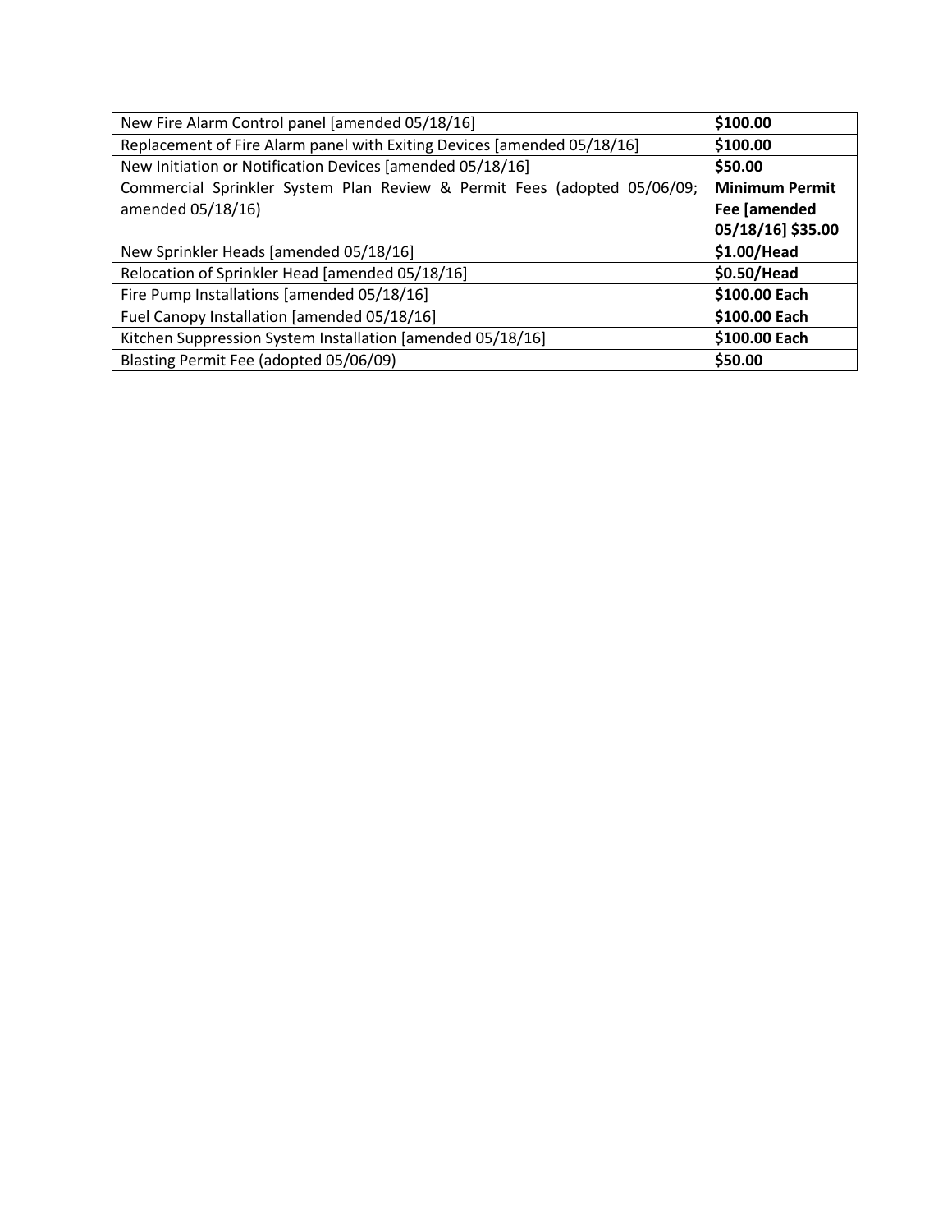| | |
|---|---|
| New Fire Alarm Control panel [amended 05/18/16] | **$100.00** |
| Replacement of Fire Alarm panel with Exiting Devices [amended 05/18/16] | **$100.00** |
| New Initiation or Notification Devices [amended 05/18/16] | **$50.00** |
| Commercial Sprinkler System Plan Review & Permit Fees (adopted 05/06/09; amended 05/18/16) | **Minimum Permit Fee [amended 05/18/16] $35.00** |
| New Sprinkler Heads [amended 05/18/16] | **$1.00/Head** |
| Relocation of Sprinkler Head [amended 05/18/16] | **$0.50/Head** |
| Fire Pump Installations [amended 05/18/16] | **$100.00 Each** |
| Fuel Canopy Installation [amended 05/18/16] | **$100.00 Each** |
| Kitchen Suppression System Installation [amended 05/18/16] | **$100.00 Each** |
| Blasting Permit Fee (adopted 05/06/09) | **$50.00** |